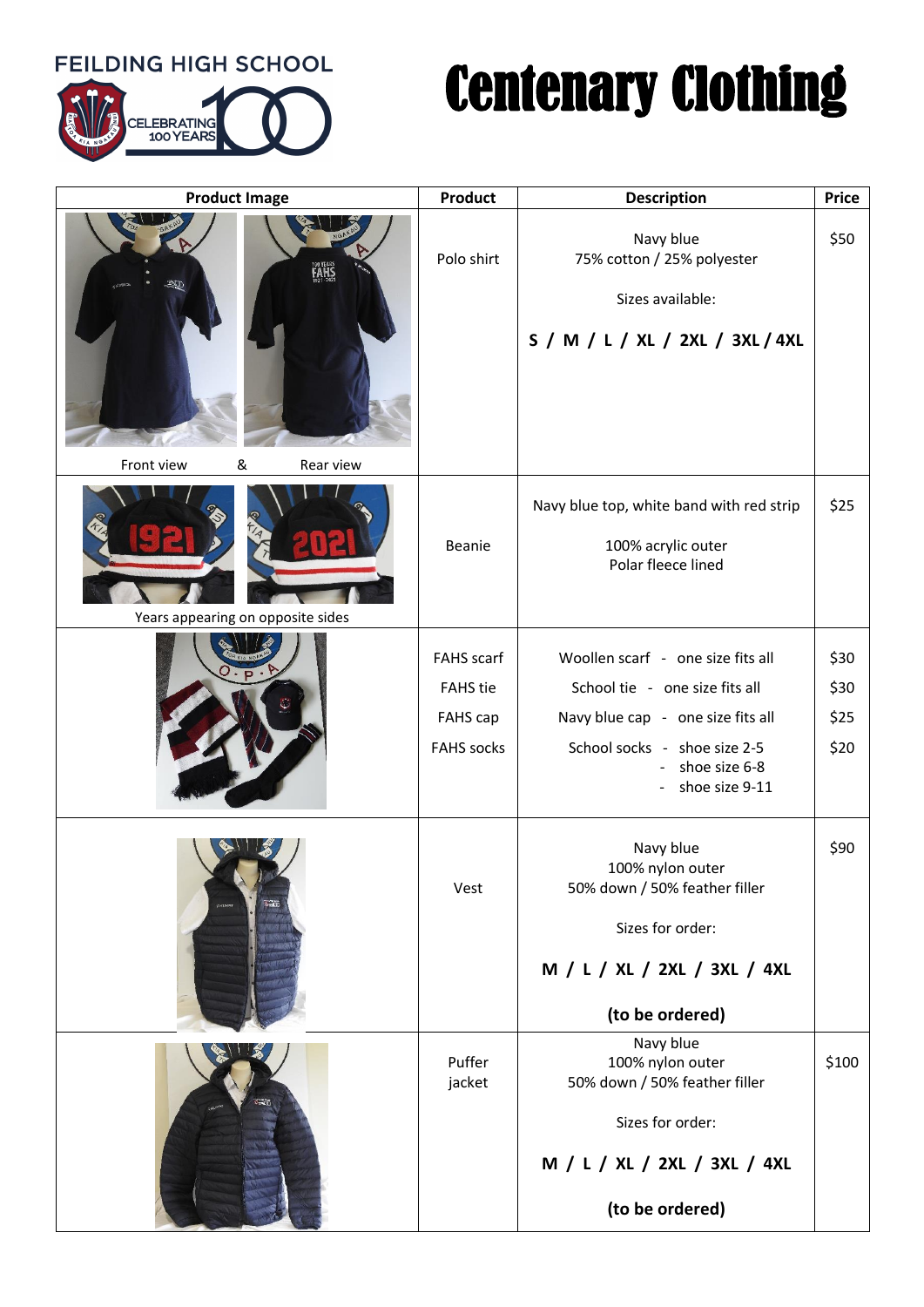FEILDING HIGH SCHOOL

CELEBRATING 100 YEARS

# Centenary Clothing

| Product Image | Product | Description | Price |
| --- | --- | --- | --- |
| Front view & Rear view | Polo shirt | Navy blue<br>75% cotton / 25% polyester<br><br>Sizes available:<br><br>**S / M / L / XL / 2XL / 3XL / 4XL** | $50 |
| Years appearing on opposite sides | Beanie | Navy blue top, white band with red strip<br><br>100% acrylic outer<br>Polar fleece lined | $25 |
| | FAHS scarf<br>FAHS tie<br>FAHS cap<br>FAHS socks | Woollen scarf - one size fits all<br>School tie - one size fits all<br>Navy blue cap - one size fits all<br>School socks - shoe size 2-5<br>- shoe size 6-8<br>- shoe size 9-11 | $30<br>$30<br>$25<br>$20 |
| | Vest | Navy blue<br>100% nylon outer<br>50% down / 50% feather filler<br><br>Sizes for order:<br><br>**M / L / XL / 2XL / 3XL / 4XL**<br><br>**(to be ordered)** | $90 |
| | Puffer jacket | Navy blue<br>100% nylon outer<br>50% down / 50% feather filler<br><br>Sizes for order:<br><br>**M / L / XL / 2XL / 3XL / 4XL**<br><br>**(to be ordered)** | $100 |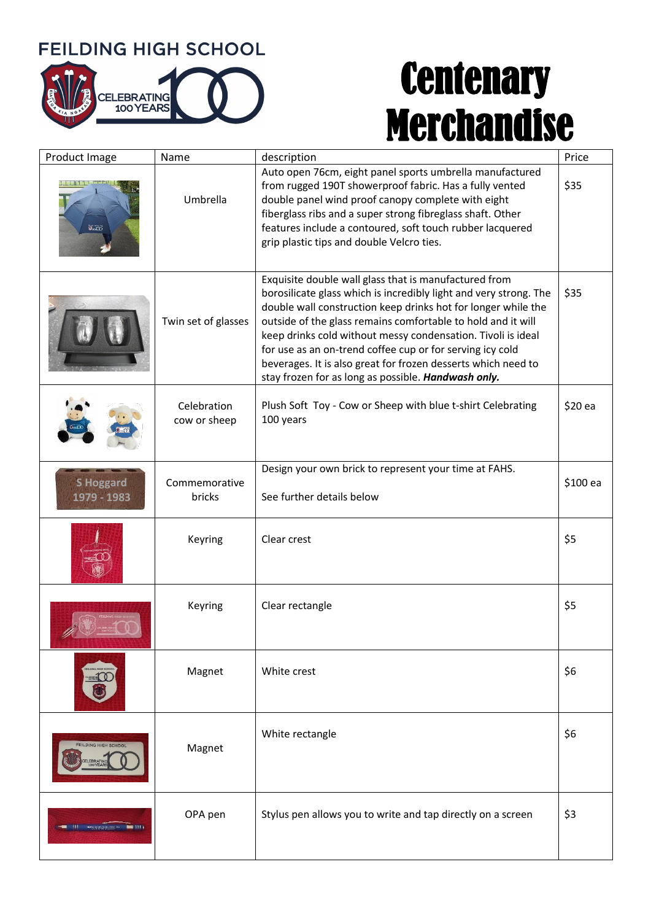FEILDING HIGH SCHOOL

CELEBRATING 100 YEARS

# Centenary Merchandise

| Product Image | Name | description | Price |
|---|---|---|---|
| | Umbrella | Auto open 76cm, eight panel sports umbrella manufactured from rugged 190T showerproof fabric. Has a fully vented double panel wind proof canopy complete with eight fiberglass ribs and a super strong fibreglass shaft. Other features include a contoured, soft touch rubber lacquered grip plastic tips and double Velcro ties. | $35 |
| | Twin set of glasses | Exquisite double wall glass that is manufactured from borosilicate glass which is incredibly light and very strong. The double wall construction keep drinks hot for longer while the outside of the glass remains comfortable to hold and it will keep drinks cold without messy condensation. Tivoli is ideal for use as an on-trend coffee cup or for serving icy cold beverages. It is also great for frozen desserts which need to stay frozen for as long as possible. ***Handwash only.*** | $35 |
| | Celebration cow or sheep | Plush Soft Toy - Cow or Sheep with blue t-shirt Celebrating 100 years | $20 ea |
| S Hoggard 1979 - 1983 | Commemorative bricks | Design your own brick to represent your time at FAHS. See further details below | $100 ea |
| | Keyring | Clear crest | $5 |
| | Keyring | Clear rectangle | $5 |
| | Magnet | White crest | $6 |
| | Magnet | White rectangle | $6 |
| | OPA pen | Stylus pen allows you to write and tap directly on a screen | $3 |